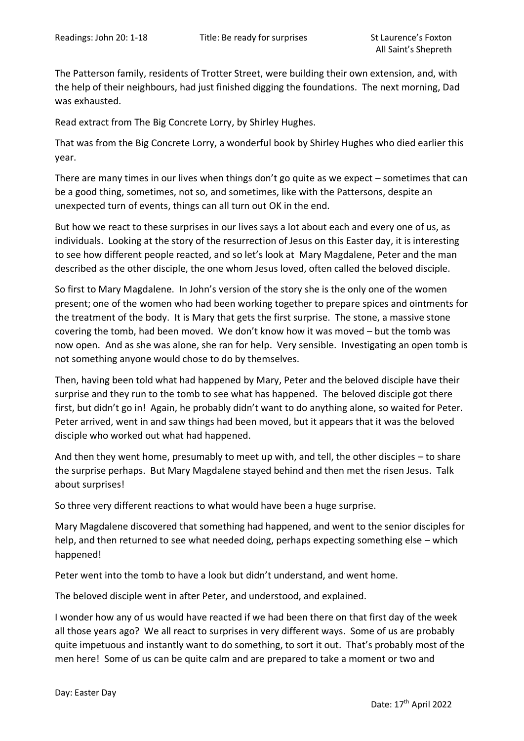Readings: John 20: 1-18 Title: Be ready for surprises St Laurence's Foxton All Saint's Shepreth

The Patterson family, residents of Trotter Street, were building their own extension, and, with the help of their neighbours, had just finished digging the foundations. The next morning, Dad was exhausted.

Read extract from The Big Concrete Lorry, by Shirley Hughes.

That was from the Big Concrete Lorry, a wonderful book by Shirley Hughes who died earlier this year.

There are many times in our lives when things don't go quite as we expect – sometimes that can be a good thing, sometimes, not so, and sometimes, like with the Pattersons, despite an unexpected turn of events, things can all turn out OK in the end.

But how we react to these surprises in our lives says a lot about each and every one of us, as individuals. Looking at the story of the resurrection of Jesus on this Easter day, it is interesting to see how different people reacted, and so let's look at Mary Magdalene, Peter and the man described as the other disciple, the one whom Jesus loved, often called the beloved disciple.

So first to Mary Magdalene. In John's version of the story she is the only one of the women present; one of the women who had been working together to prepare spices and ointments for the treatment of the body. It is Mary that gets the first surprise. The stone, a massive stone covering the tomb, had been moved. We don't know how it was moved – but the tomb was now open. And as she was alone, she ran for help. Very sensible. Investigating an open tomb is not something anyone would chose to do by themselves.

Then, having been told what had happened by Mary, Peter and the beloved disciple have their surprise and they run to the tomb to see what has happened. The beloved disciple got there first, but didn't go in! Again, he probably didn't want to do anything alone, so waited for Peter. Peter arrived, went in and saw things had been moved, but it appears that it was the beloved disciple who worked out what had happened.

And then they went home, presumably to meet up with, and tell, the other disciples – to share the surprise perhaps. But Mary Magdalene stayed behind and then met the risen Jesus. Talk about surprises!

So three very different reactions to what would have been a huge surprise.

Mary Magdalene discovered that something had happened, and went to the senior disciples for help, and then returned to see what needed doing, perhaps expecting something else – which happened!

Peter went into the tomb to have a look but didn't understand, and went home.

The beloved disciple went in after Peter, and understood, and explained.

I wonder how any of us would have reacted if we had been there on that first day of the week all those years ago? We all react to surprises in very different ways. Some of us are probably quite impetuous and instantly want to do something, to sort it out. That's probably most of the men here! Some of us can be quite calm and are prepared to take a moment or two and

Day: Easter Day

Date: 17th April 2022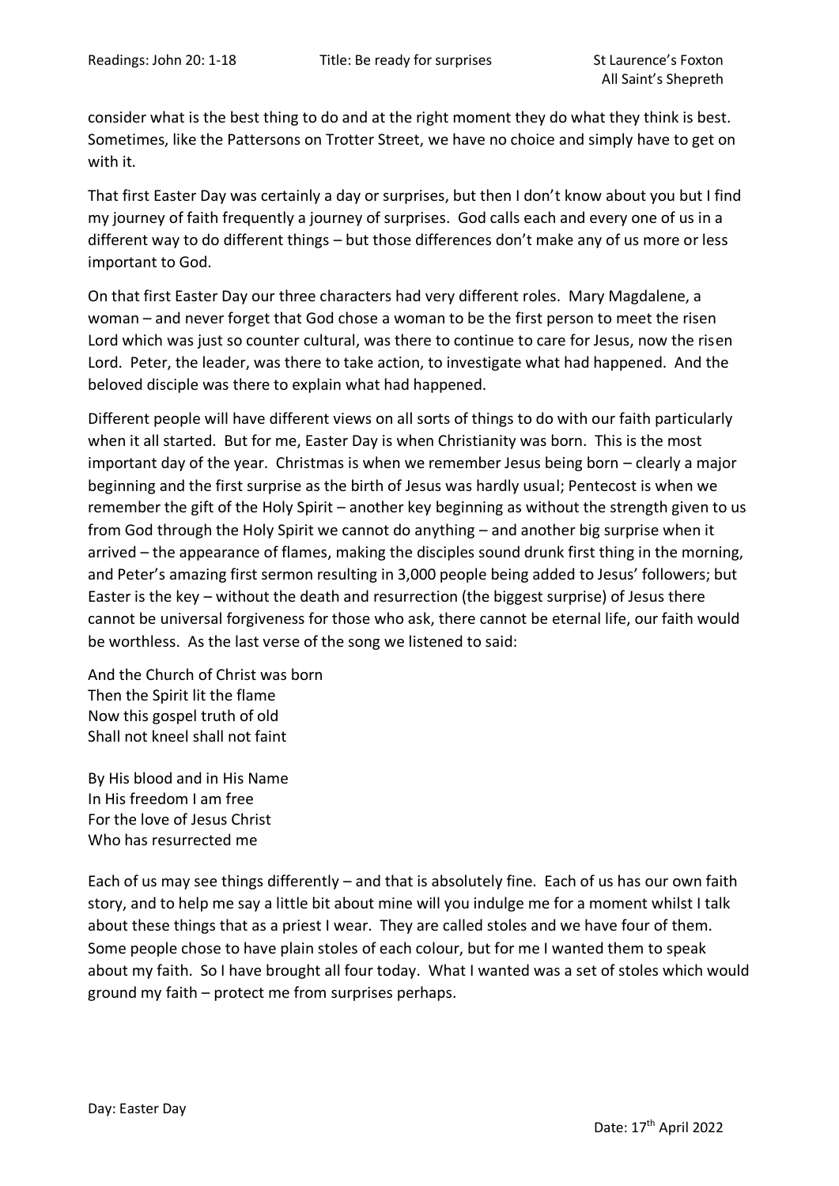consider what is the best thing to do and at the right moment they do what they think is best. Sometimes, like the Pattersons on Trotter Street, we have no choice and simply have to get on with it.

That first Easter Day was certainly a day or surprises, but then I don't know about you but I find my journey of faith frequently a journey of surprises. God calls each and every one of us in a different way to do different things – but those differences don't make any of us more or less important to God.

On that first Easter Day our three characters had very different roles. Mary Magdalene, a woman – and never forget that God chose a woman to be the first person to meet the risen Lord which was just so counter cultural, was there to continue to care for Jesus, now the risen Lord. Peter, the leader, was there to take action, to investigate what had happened. And the beloved disciple was there to explain what had happened.

Different people will have different views on all sorts of things to do with our faith particularly when it all started. But for me, Easter Day is when Christianity was born. This is the most important day of the year. Christmas is when we remember Jesus being born – clearly a major beginning and the first surprise as the birth of Jesus was hardly usual; Pentecost is when we remember the gift of the Holy Spirit – another key beginning as without the strength given to us from God through the Holy Spirit we cannot do anything – and another big surprise when it arrived – the appearance of flames, making the disciples sound drunk first thing in the morning, and Peter's amazing first sermon resulting in 3,000 people being added to Jesus' followers; but Easter is the key – without the death and resurrection (the biggest surprise) of Jesus there cannot be universal forgiveness for those who ask, there cannot be eternal life, our faith would be worthless. As the last verse of the song we listened to said:

And the Church of Christ was born
Then the Spirit lit the flame
Now this gospel truth of old
Shall not kneel shall not faint

By His blood and in His Name
In His freedom I am free
For the love of Jesus Christ
Who has resurrected me

Each of us may see things differently – and that is absolutely fine. Each of us has our own faith story, and to help me say a little bit about mine will you indulge me for a moment whilst I talk about these things that as a priest I wear. They are called stoles and we have four of them. Some people chose to have plain stoles of each colour, but for me I wanted them to speak about my faith. So I have brought all four today. What I wanted was a set of stoles which would ground my faith – protect me from surprises perhaps.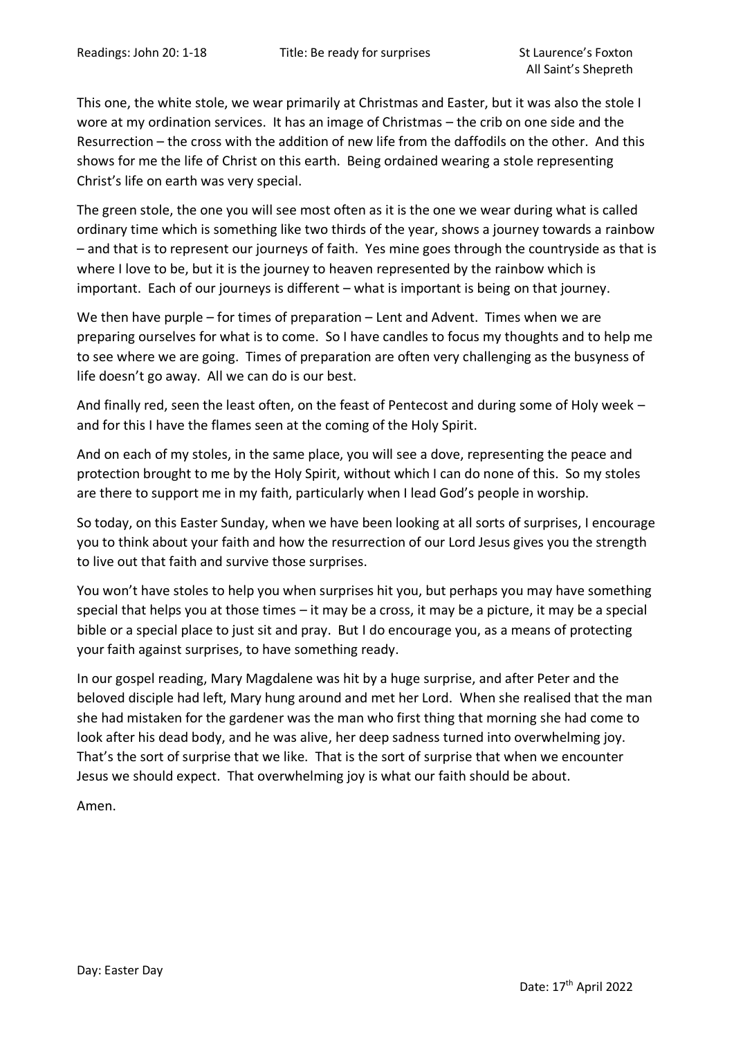This one, the white stole, we wear primarily at Christmas and Easter, but it was also the stole I wore at my ordination services. It has an image of Christmas – the crib on one side and the Resurrection – the cross with the addition of new life from the daffodils on the other. And this shows for me the life of Christ on this earth. Being ordained wearing a stole representing Christ's life on earth was very special.

The green stole, the one you will see most often as it is the one we wear during what is called ordinary time which is something like two thirds of the year, shows a journey towards a rainbow – and that is to represent our journeys of faith. Yes mine goes through the countryside as that is where I love to be, but it is the journey to heaven represented by the rainbow which is important. Each of our journeys is different – what is important is being on that journey.

We then have purple – for times of preparation – Lent and Advent. Times when we are preparing ourselves for what is to come. So I have candles to focus my thoughts and to help me to see where we are going. Times of preparation are often very challenging as the busyness of life doesn't go away. All we can do is our best.

And finally red, seen the least often, on the feast of Pentecost and during some of Holy week – and for this I have the flames seen at the coming of the Holy Spirit.

And on each of my stoles, in the same place, you will see a dove, representing the peace and protection brought to me by the Holy Spirit, without which I can do none of this. So my stoles are there to support me in my faith, particularly when I lead God's people in worship.

So today, on this Easter Sunday, when we have been looking at all sorts of surprises, I encourage you to think about your faith and how the resurrection of our Lord Jesus gives you the strength to live out that faith and survive those surprises.

You won't have stoles to help you when surprises hit you, but perhaps you may have something special that helps you at those times – it may be a cross, it may be a picture, it may be a special bible or a special place to just sit and pray. But I do encourage you, as a means of protecting your faith against surprises, to have something ready.

In our gospel reading, Mary Magdalene was hit by a huge surprise, and after Peter and the beloved disciple had left, Mary hung around and met her Lord. When she realised that the man she had mistaken for the gardener was the man who first thing that morning she had come to look after his dead body, and he was alive, her deep sadness turned into overwhelming joy. That's the sort of surprise that we like. That is the sort of surprise that when we encounter Jesus we should expect. That overwhelming joy is what our faith should be about.

Amen.